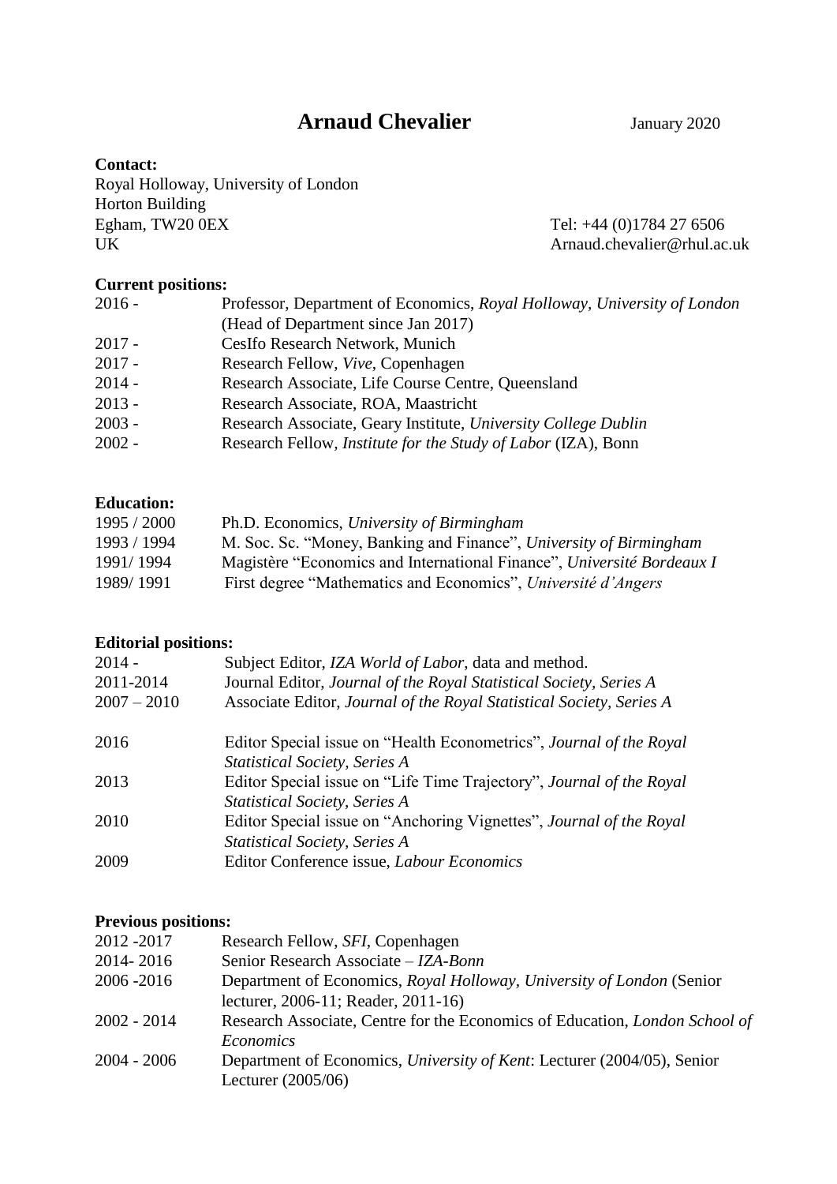# Arnaud Chevalier

January 2020

**Contact:**

Royal Holloway, University of London
Horton Building
Egham, TW20 0EX
UK

Tel: +44 (0)1784 27 6506
Arnaud.chevalier@rhul.ac.uk

**Current positions:**

| | |
|---|---|
| 2016 - | Professor, Department of Economics, *Royal Holloway, University of London* (Head of Department since Jan 2017) |
| 2017 - | CesIfo Research Network, Munich |
| 2017 - | Research Fellow, *Vive*, Copenhagen |
| 2014 - | Research Associate, Life Course Centre, Queensland |
| 2013 - | Research Associate, ROA, Maastricht |
| 2003 - | Research Associate, Geary Institute, *University College Dublin* |
| 2002 - | Research Fellow, *Institute for the Study of Labor* (IZA), Bonn |

**Education:**

| | |
|---|---|
| 1995 / 2000 | Ph.D. Economics, *University of Birmingham* |
| 1993 / 1994 | M. Soc. Sc. "Money, Banking and Finance", *University of Birmingham* |
| 1991/ 1994 | Magistère "Economics and International Finance", *Université Bordeaux I* |
| 1989/ 1991 | First degree "Mathematics and Economics", *Université d'Angers* |

**Editorial positions:**

| | |
|---|---|
| 2014 - | Subject Editor, *IZA World of Labor*, data and method. |
| 2011-2014 | Journal Editor, *Journal of the Royal Statistical Society, Series A* |
| 2007 – 2010 | Associate Editor, *Journal of the Royal Statistical Society, Series A* |
| 2016 | Editor Special issue on "Health Econometrics", *Journal of the Royal Statistical Society, Series A* |
| 2013 | Editor Special issue on "Life Time Trajectory", *Journal of the Royal Statistical Society, Series A* |
| 2010 | Editor Special issue on "Anchoring Vignettes", *Journal of the Royal Statistical Society, Series A* |
| 2009 | Editor Conference issue, *Labour Economics* |

**Previous positions:**

| | |
|---|---|
| 2012 -2017 | Research Fellow, *SFI*, Copenhagen |
| 2014- 2016 | Senior Research Associate – *IZA-Bonn* |
| 2006 -2016 | Department of Economics, *Royal Holloway, University of London* (Senior lecturer, 2006-11; Reader, 2011-16) |
| 2002 - 2014 | Research Associate, Centre for the Economics of Education, *London School of Economics* |
| 2004 - 2006 | Department of Economics, *University of Kent*: Lecturer (2004/05), Senior Lecturer (2005/06) |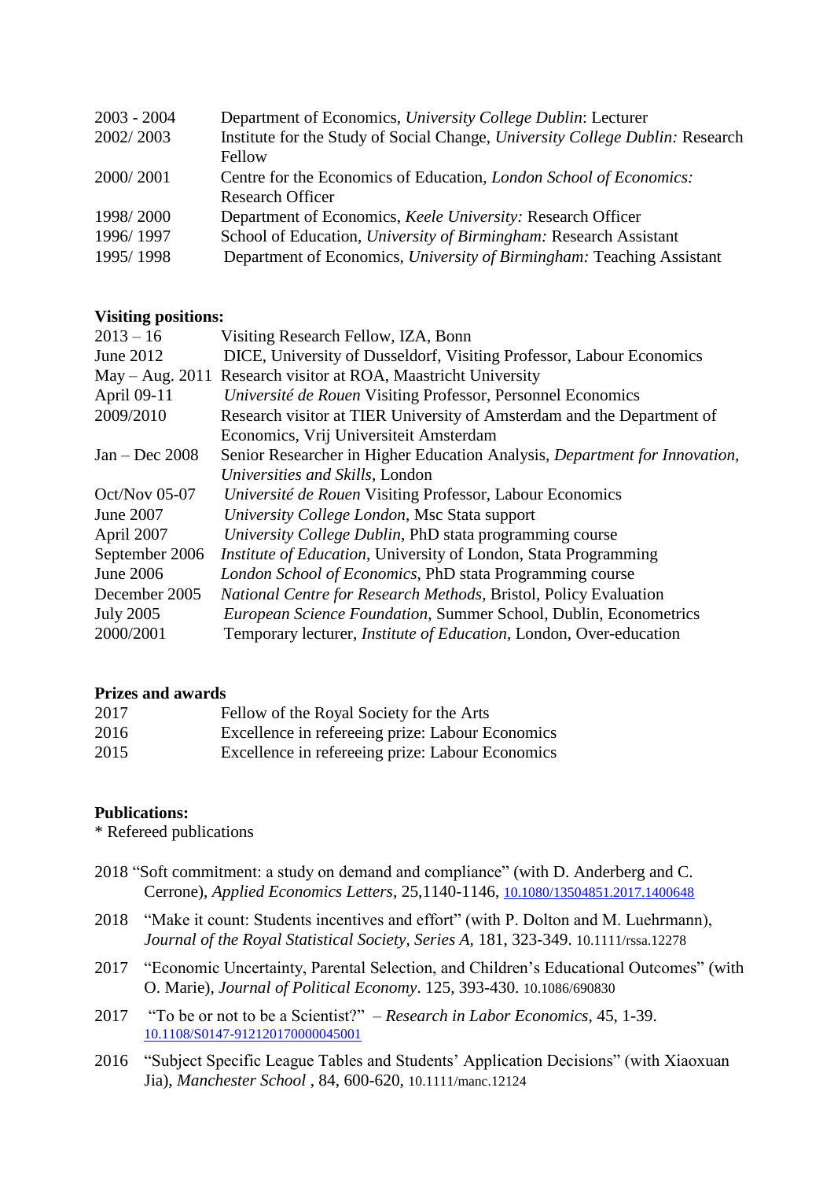| | |
|---|---|
| 2003 - 2004 | Department of Economics, *University College Dublin*: Lecturer |
| 2002/ 2003 | Institute for the Study of Social Change, *University College Dublin:* Research Fellow |
| 2000/ 2001 | Centre for the Economics of Education, *London School of Economics:* Research Officer |
| 1998/ 2000 | Department of Economics, *Keele University:* Research Officer |
| 1996/ 1997 | School of Education, *University of Birmingham:* Research Assistant |
| 1995/ 1998 | Department of Economics, *University of Birmingham:* Teaching Assistant |

**Visiting positions:**

| | |
|---|---|
| 2013 – 16 | Visiting Research Fellow, IZA, Bonn |
| June 2012 | DICE, University of Dusseldorf, Visiting Professor, Labour Economics |
| May – Aug. 2011 | Research visitor at ROA, Maastricht University |
| April 09-11 | *Université de Rouen* Visiting Professor, Personnel Economics |
| 2009/2010 | Research visitor at TIER University of Amsterdam and the Department of Economics, Vrij Universiteit Amsterdam |
| Jan – Dec 2008 | Senior Researcher in Higher Education Analysis, *Department for Innovation, Universities and Skills*, London |
| Oct/Nov 05-07 | *Université de Rouen* Visiting Professor, Labour Economics |
| June 2007 | *University College London*, Msc Stata support |
| April 2007 | *University College Dublin*, PhD stata programming course |
| September 2006 | *Institute of Education*, University of London, Stata Programming |
| June 2006 | *London School of Economics*, PhD stata Programming course |
| December 2005 | *National Centre for Research Methods*, Bristol, Policy Evaluation |
| July 2005 | *European Science Foundation*, Summer School, Dublin, Econometrics |
| 2000/2001 | Temporary lecturer, *Institute of Education*, London, Over-education |

**Prizes and awards**

| | |
|---|---|
| 2017 | Fellow of the Royal Society for the Arts |
| 2016 | Excellence in refereeing prize: Labour Economics |
| 2015 | Excellence in refereeing prize: Labour Economics |

**Publications:**

\* Refereed publications

2018 "Soft commitment: a study on demand and compliance" (with D. Anderberg and C. Cerrone), *Applied Economics Letters*, 25,1140-1146, 10.1080/13504851.2017.1400648

2018 "Make it count: Students incentives and effort" (with P. Dolton and M. Luehrmann), *Journal of the Royal Statistical Society, Series A*, 181, 323-349. 10.1111/rssa.12278

2017 "Economic Uncertainty, Parental Selection, and Children's Educational Outcomes" (with O. Marie), *Journal of Political Economy*. 125, 393-430. 10.1086/690830

2017 "To be or not to be a Scientist?" – *Research in Labor Economics*, 45, 1-39. 10.1108/S0147-912120170000045001

2016 "Subject Specific League Tables and Students' Application Decisions" (with Xiaoxuan Jia), *Manchester School* , 84, 600-620, 10.1111/manc.12124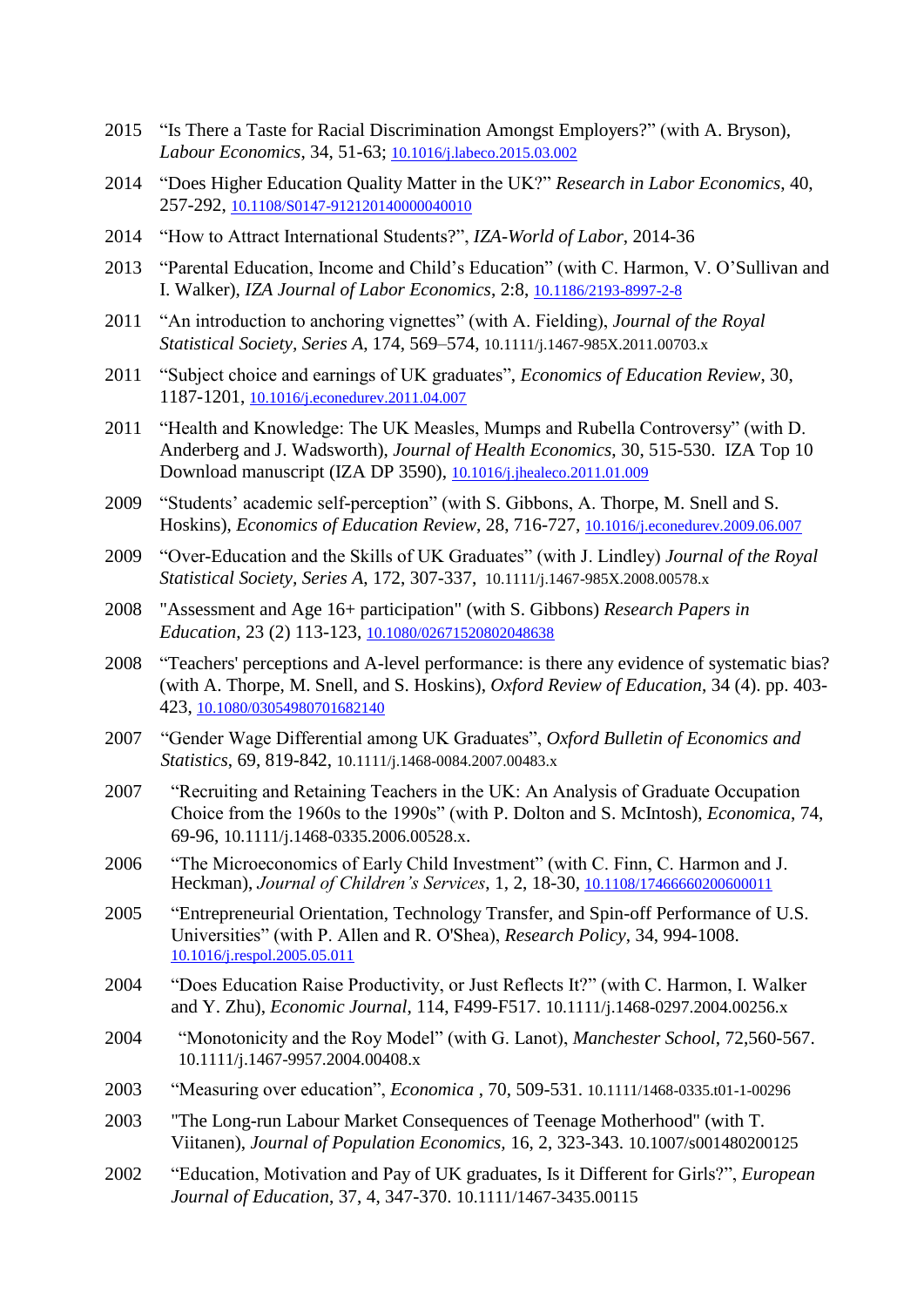2015 "Is There a Taste for Racial Discrimination Amongst Employers?" (with A. Bryson), *Labour Economics*, 34, 51-63; 10.1016/j.labeco.2015.03.002

2014 "Does Higher Education Quality Matter in the UK?" *Research in Labor Economics*, 40, 257-292, 10.1108/S0147-912120140000040010

2014 "How to Attract International Students?", *IZA-World of Labor*, 2014-36

2013 "Parental Education, Income and Child's Education" (with C. Harmon, V. O'Sullivan and I. Walker), *IZA Journal of Labor Economics*, 2:8, 10.1186/2193-8997-2-8

2011 "An introduction to anchoring vignettes" (with A. Fielding), *Journal of the Royal Statistical Society, Series A*, 174, 569–574, 10.1111/j.1467-985X.2011.00703.x

2011 "Subject choice and earnings of UK graduates", *Economics of Education Review*, 30, 1187-1201, 10.1016/j.econedurev.2011.04.007

2011 "Health and Knowledge: The UK Measles, Mumps and Rubella Controversy" (with D. Anderberg and J. Wadsworth), *Journal of Health Economics*, 30, 515-530. IZA Top 10 Download manuscript (IZA DP 3590), 10.1016/j.jhealeco.2011.01.009

2009 "Students' academic self-perception" (with S. Gibbons, A. Thorpe, M. Snell and S. Hoskins), *Economics of Education Review*, 28, 716-727, 10.1016/j.econedurev.2009.06.007

2009 "Over-Education and the Skills of UK Graduates" (with J. Lindley) *Journal of the Royal Statistical Society, Series A*, 172, 307-337, 10.1111/j.1467-985X.2008.00578.x

2008 "Assessment and Age 16+ participation" (with S. Gibbons) *Research Papers in Education*, 23 (2) 113-123, 10.1080/02671520802048638

2008 "Teachers' perceptions and A-level performance: is there any evidence of systematic bias? (with A. Thorpe, M. Snell, and S. Hoskins), *Oxford Review of Education*, 34 (4). pp. 403-423, 10.1080/03054980701682140

2007 "Gender Wage Differential among UK Graduates", *Oxford Bulletin of Economics and Statistics*, 69, 819-842, 10.1111/j.1468-0084.2007.00483.x

2007 "Recruiting and Retaining Teachers in the UK: An Analysis of Graduate Occupation Choice from the 1960s to the 1990s" (with P. Dolton and S. McIntosh), *Economica*, 74, 69-96, 10.1111/j.1468-0335.2006.00528.x.

2006 "The Microeconomics of Early Child Investment" (with C. Finn, C. Harmon and J. Heckman), *Journal of Children's Services*, 1, 2, 18-30, 10.1108/17466660200600011

2005 "Entrepreneurial Orientation, Technology Transfer, and Spin-off Performance of U.S. Universities" (with P. Allen and R. O'Shea), *Research Policy*, 34, 994-1008. 10.1016/j.respol.2005.05.011

2004 "Does Education Raise Productivity, or Just Reflects It?" (with C. Harmon, I. Walker and Y. Zhu), *Economic Journal*, 114, F499-F517. 10.1111/j.1468-0297.2004.00256.x

2004 "Monotonicity and the Roy Model" (with G. Lanot), *Manchester School*, 72,560-567. 10.1111/j.1467-9957.2004.00408.x

2003 "Measuring over education", *Economica* , 70, 509-531. 10.1111/1468-0335.t01-1-00296

2003 "The Long-run Labour Market Consequences of Teenage Motherhood" (with T. Viitanen), *Journal of Population Economics*, 16, 2, 323-343. 10.1007/s001480200125

2002 "Education, Motivation and Pay of UK graduates, Is it Different for Girls?", *European Journal of Education*, 37, 4, 347-370. 10.1111/1467-3435.00115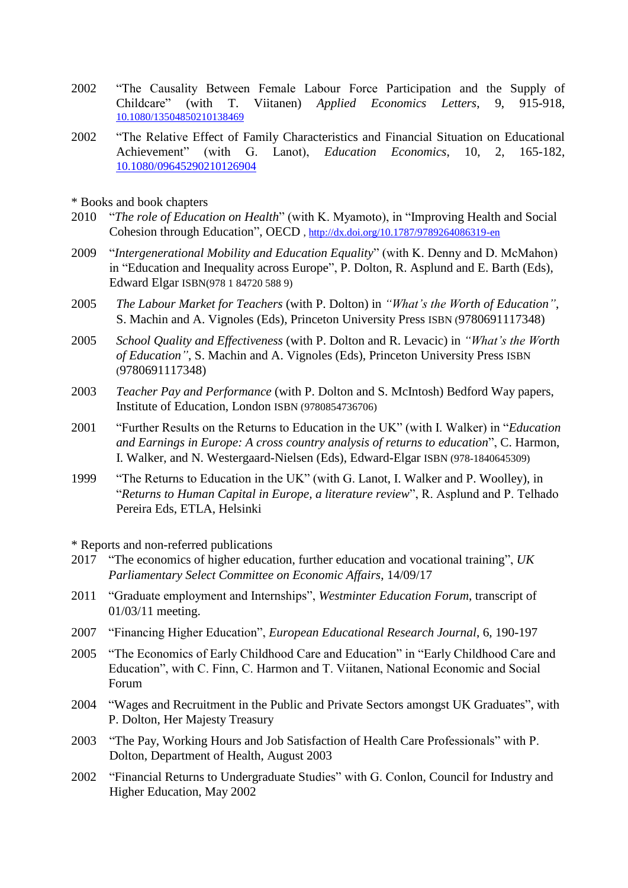2002 "The Causality Between Female Labour Force Participation and the Supply of Childcare" (with T. Viitanen) *Applied Economics Letters*, 9, 915-918, 10.1080/13504850210138469

2002 "The Relative Effect of Family Characteristics and Financial Situation on Educational Achievement" (with G. Lanot), *Education Economics*, 10, 2, 165-182, 10.1080/09645290210126904

* Books and book chapters

2010 "*The role of Education on Health*" (with K. Myamoto), in "Improving Health and Social Cohesion through Education", OECD , http://dx.doi.org/10.1787/9789264086319-en

2009 "*Intergenerational Mobility and Education Equality*" (with K. Denny and D. McMahon) in "Education and Inequality across Europe", P. Dolton, R. Asplund and E. Barth (Eds), Edward Elgar ISBN(978 1 84720 588 9)

2005 *The Labour Market for Teachers* (with P. Dolton) in *"What's the Worth of Education"*, S. Machin and A. Vignoles (Eds), Princeton University Press ISBN (9780691117348)

2005 *School Quality and Effectiveness* (with P. Dolton and R. Levacic) in *"What's the Worth of Education"*, S. Machin and A. Vignoles (Eds), Princeton University Press ISBN (9780691117348)

2003 *Teacher Pay and Performance* (with P. Dolton and S. McIntosh) Bedford Way papers, Institute of Education, London ISBN (9780854736706)

2001 "Further Results on the Returns to Education in the UK" (with I. Walker) in "*Education and Earnings in Europe: A cross country analysis of returns to education*", C. Harmon, I. Walker, and N. Westergaard-Nielsen (Eds), Edward-Elgar ISBN (978-1840645309)

1999 "The Returns to Education in the UK" (with G. Lanot, I. Walker and P. Woolley), in "*Returns to Human Capital in Europe, a literature review*", R. Asplund and P. Telhado Pereira Eds, ETLA, Helsinki

* Reports and non-referred publications

2017 "The economics of higher education, further education and vocational training", *UK Parliamentary Select Committee on Economic Affairs*, 14/09/17

2011 "Graduate employment and Internships", *Westminter Education Forum*, transcript of 01/03/11 meeting.

2007 "Financing Higher Education", *European Educational Research Journal*, 6, 190-197

2005 "The Economics of Early Childhood Care and Education" in "Early Childhood Care and Education", with C. Finn, C. Harmon and T. Viitanen, National Economic and Social Forum

2004 "Wages and Recruitment in the Public and Private Sectors amongst UK Graduates", with P. Dolton, Her Majesty Treasury

2003 "The Pay, Working Hours and Job Satisfaction of Health Care Professionals" with P. Dolton, Department of Health, August 2003

2002 "Financial Returns to Undergraduate Studies" with G. Conlon, Council for Industry and Higher Education, May 2002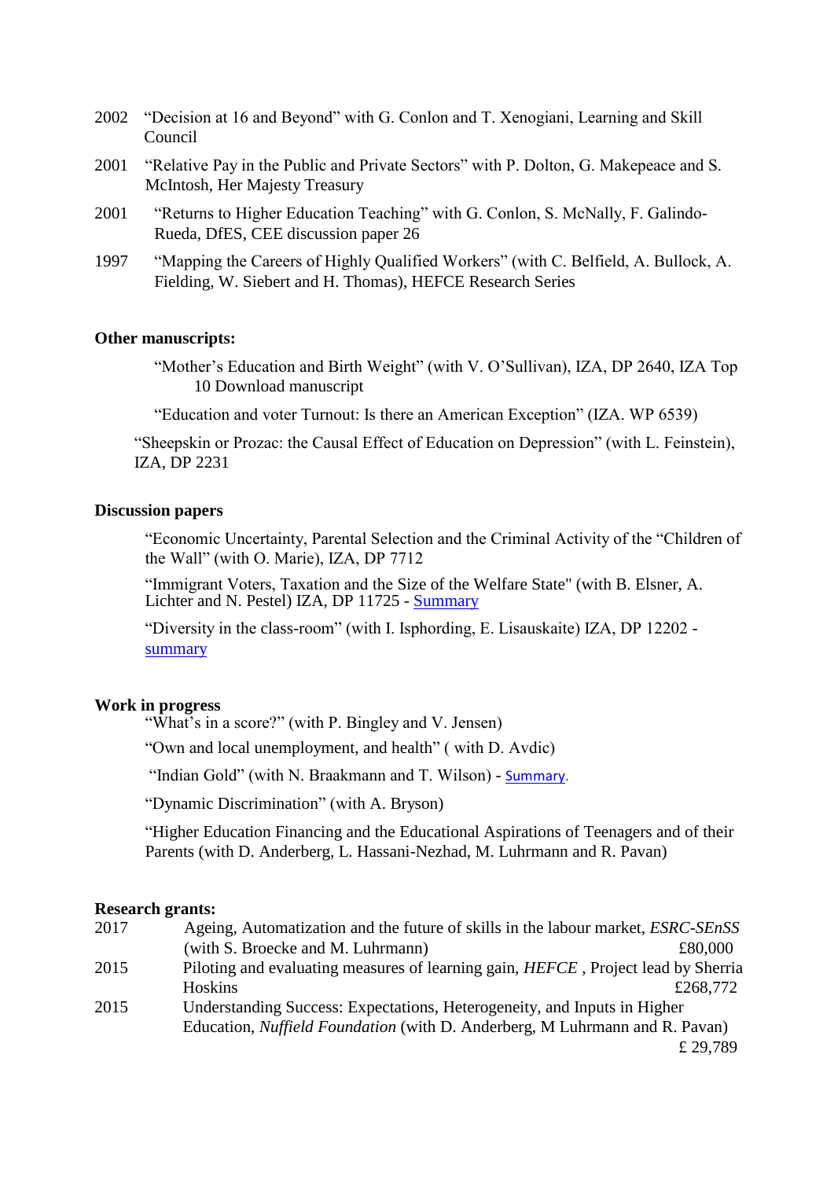2002 "Decision at 16 and Beyond" with G. Conlon and T. Xenogiani, Learning and Skill Council

2001 "Relative Pay in the Public and Private Sectors" with P. Dolton, G. Makepeace and S. McIntosh, Her Majesty Treasury

2001 "Returns to Higher Education Teaching" with G. Conlon, S. McNally, F. Galindo-Rueda, DfES, CEE discussion paper 26

1997 "Mapping the Careers of Highly Qualified Workers" (with C. Belfield, A. Bullock, A. Fielding, W. Siebert and H. Thomas), HEFCE Research Series

**Other manuscripts:**

"Mother's Education and Birth Weight" (with V. O'Sullivan), IZA, DP 2640, IZA Top 10 Download manuscript

"Education and voter Turnout: Is there an American Exception" (IZA. WP 6539)

"Sheepskin or Prozac: the Causal Effect of Education on Depression" (with L. Feinstein), IZA, DP 2231

**Discussion papers**

"Economic Uncertainty, Parental Selection and the Criminal Activity of the "Children of the Wall" (with O. Marie), IZA, DP 7712

"Immigrant Voters, Taxation and the Size of the Welfare State" (with B. Elsner, A. Lichter and N. Pestel) IZA, DP 11725 - Summary

"Diversity in the class-room" (with I. Isphording, E. Lisauskaite) IZA, DP 12202 - summary

**Work in progress**

"What's in a score?" (with P. Bingley and V. Jensen)

"Own and local unemployment, and health" ( with D. Avdic)

"Indian Gold" (with N. Braakmann and T. Wilson) - Summary.

"Dynamic Discrimination" (with A. Bryson)

"Higher Education Financing and the Educational Aspirations of Teenagers and of their Parents (with D. Anderberg, L. Hassani-Nezhad, M. Luhrmann and R. Pavan)

**Research grants:**

2017 Ageing, Automatization and the future of skills in the labour market, *ESRC-SEnSS* (with S. Broecke and M. Luhrmann) £80,000

2015 Piloting and evaluating measures of learning gain, *HEFCE* , Project lead by Sherria Hoskins £268,772

2015 Understanding Success: Expectations, Heterogeneity, and Inputs in Higher Education, *Nuffield Foundation* (with D. Anderberg, M Luhrmann and R. Pavan) £ 29,789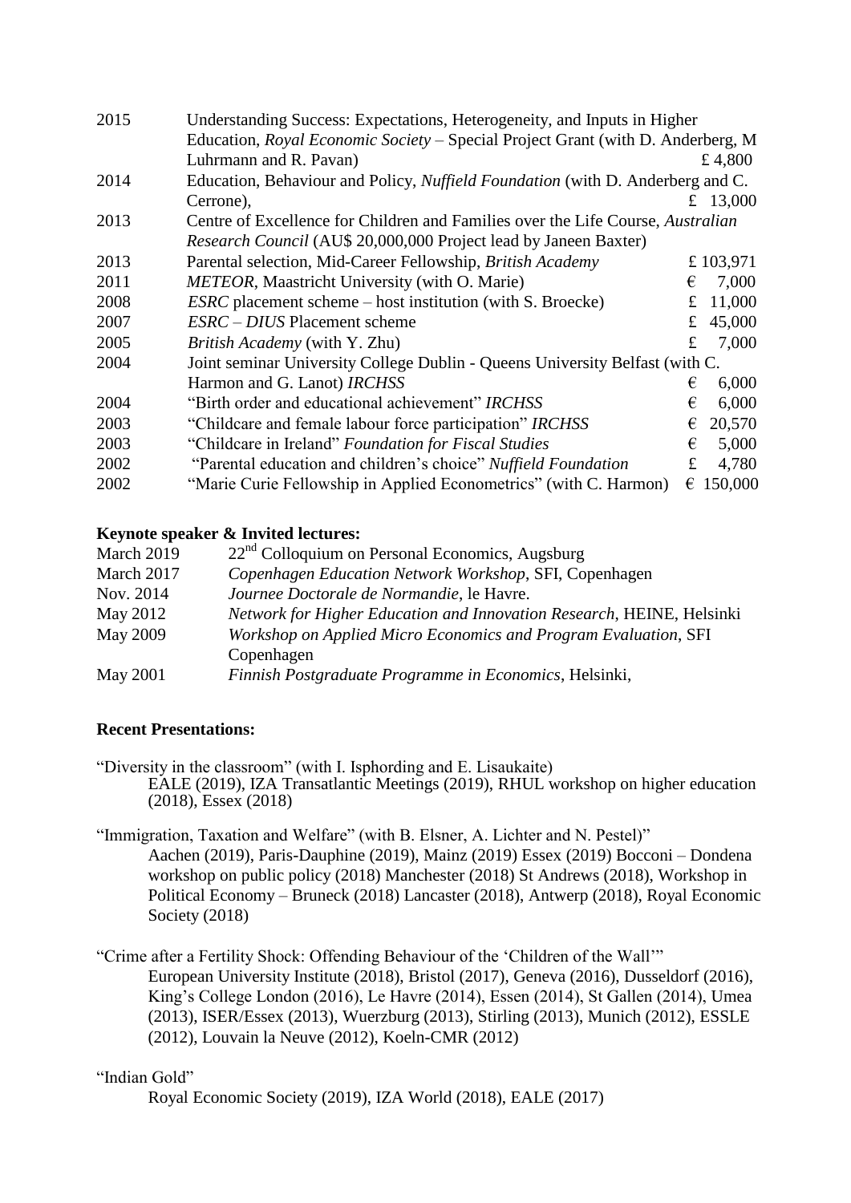| | | |
|---|---|---|
| 2015 | Understanding Success: Expectations, Heterogeneity, and Inputs in Higher Education, *Royal Economic Society* – Special Project Grant (with D. Anderberg, M Luhrmann and R. Pavan) | £ 4,800 |
| 2014 | Education, Behaviour and Policy, *Nuffield Foundation* (with D. Anderberg and C. Cerrone), | £ 13,000 |
| 2013 | Centre of Excellence for Children and Families over the Life Course, *Australian Research Council* (AU$ 20,000,000 Project lead by Janeen Baxter) | |
| 2013 | Parental selection, Mid-Career Fellowship, *British Academy* | £ 103,971 |
| 2011 | *METEOR*, Maastricht University (with O. Marie) | € 7,000 |
| 2008 | *ESRC* placement scheme – host institution (with S. Broecke) | £ 11,000 |
| 2007 | *ESRC – DIUS* Placement scheme | £ 45,000 |
| 2005 | *British Academy* (with Y. Zhu) | £ 7,000 |
| 2004 | Joint seminar University College Dublin - Queens University Belfast (with C. Harmon and G. Lanot) *IRCHSS* | € 6,000 |
| 2004 | "Birth order and educational achievement" *IRCHSS* | € 6,000 |
| 2003 | "Childcare and female labour force participation" *IRCHSS* | € 20,570 |
| 2003 | "Childcare in Ireland" *Foundation for Fiscal Studies* | € 5,000 |
| 2002 | "Parental education and children's choice" *Nuffield Foundation* | £ 4,780 |
| 2002 | "Marie Curie Fellowship in Applied Econometrics" (with C. Harmon) | € 150,000 |

**Keynote speaker & Invited lectures:**

| | |
|---|---|
| March 2019 | 22nd Colloquium on Personal Economics, Augsburg |
| March 2017 | *Copenhagen Education Network Workshop*, SFI, Copenhagen |
| Nov. 2014 | *Journee Doctorale de Normandie*, le Havre. |
| May 2012 | *Network for Higher Education and Innovation Research*, HEINE, Helsinki |
| May 2009 | *Workshop on Applied Micro Economics and Program Evaluation*, SFI Copenhagen |
| May 2001 | *Finnish Postgraduate Programme in Economics*, Helsinki, |

**Recent Presentations:**

"Diversity in the classroom" (with I. Isphording and E. Lisaukaite)
EALE (2019), IZA Transatlantic Meetings (2019), RHUL workshop on higher education (2018), Essex (2018)

"Immigration, Taxation and Welfare" (with B. Elsner, A. Lichter and N. Pestel)"
Aachen (2019), Paris-Dauphine (2019), Mainz (2019) Essex (2019) Bocconi – Dondena workshop on public policy (2018) Manchester (2018) St Andrews (2018), Workshop in Political Economy – Bruneck (2018) Lancaster (2018), Antwerp (2018), Royal Economic Society (2018)

"Crime after a Fertility Shock: Offending Behaviour of the 'Children of the Wall'"
European University Institute (2018), Bristol (2017), Geneva (2016), Dusseldorf (2016), King's College London (2016), Le Havre (2014), Essen (2014), St Gallen (2014), Umea (2013), ISER/Essex (2013), Wuerzburg (2013), Stirling (2013), Munich (2012), ESSLE (2012), Louvain la Neuve (2012), Koeln-CMR (2012)

"Indian Gold"
Royal Economic Society (2019), IZA World (2018), EALE (2017)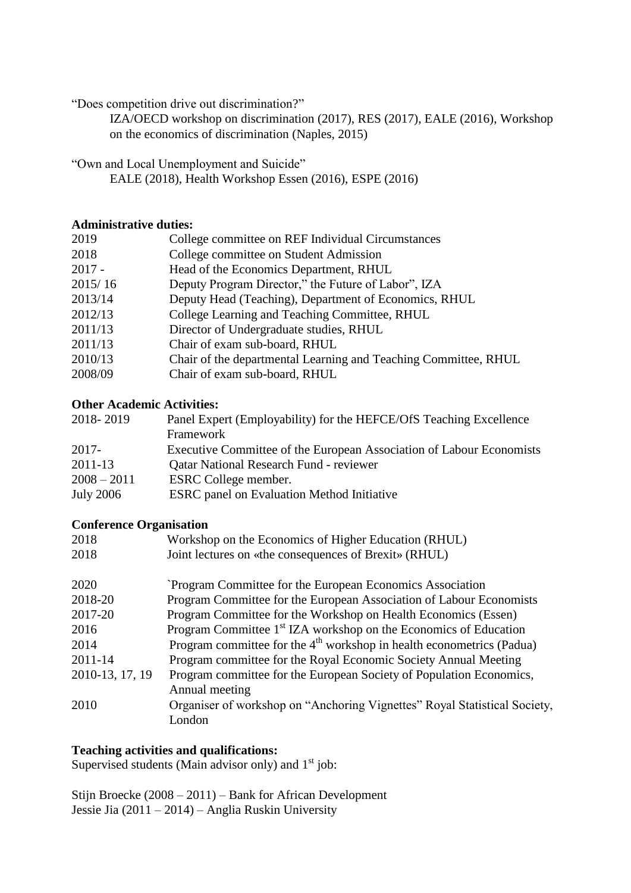"Does competition drive out discrimination?"

IZA/OECD workshop on discrimination (2017), RES (2017), EALE (2016), Workshop on the economics of discrimination (Naples, 2015)

"Own and Local Unemployment and Suicide"

EALE (2018), Health Workshop Essen (2016), ESPE (2016)

**Administrative duties:**

| | |
|---|---|
| 2019 | College committee on REF Individual Circumstances |
| 2018 | College committee on Student Admission |
| 2017 - | Head of the Economics Department, RHUL |
| 2015/ 16 | Deputy Program Director," the Future of Labor", IZA |
| 2013/14 | Deputy Head (Teaching), Department of Economics, RHUL |
| 2012/13 | College Learning and Teaching Committee, RHUL |
| 2011/13 | Director of Undergraduate studies, RHUL |
| 2011/13 | Chair of exam sub-board, RHUL |
| 2010/13 | Chair of the departmental Learning and Teaching Committee, RHUL |
| 2008/09 | Chair of exam sub-board, RHUL |

**Other Academic Activities:**

| | |
|---|---|
| 2018- 2019 | Panel Expert (Employability) for the HEFCE/OfS Teaching Excellence Framework |
| 2017- | Executive Committee of the European Association of Labour Economists |
| 2011-13 | Qatar National Research Fund - reviewer |
| 2008 – 2011 | ESRC College member. |
| July 2006 | ESRC panel on Evaluation Method Initiative |

**Conference Organisation**

| | |
|---|---|
| 2018 | Workshop on the Economics of Higher Education (RHUL) |
| 2018 | Joint lectures on «the consequences of Brexit» (RHUL) |
| | |
| 2020 | `Program Committee for the European Economics Association |
| 2018-20 | Program Committee for the European Association of Labour Economists |
| 2017-20 | Program Committee for the Workshop on Health Economics (Essen) |
| 2016 | Program Committee 1st IZA workshop on the Economics of Education |
| 2014 | Program committee for the 4th workshop in health econometrics (Padua) |
| 2011-14 | Program committee for the Royal Economic Society Annual Meeting |
| 2010-13, 17, 19 | Program committee for the European Society of Population Economics, Annual meeting |
| 2010 | Organiser of workshop on "Anchoring Vignettes" Royal Statistical Society, London |

**Teaching activities and qualifications:**

Supervised students (Main advisor only) and 1st job:

Stijn Broecke (2008 – 2011) – Bank for African Development
Jessie Jia (2011 – 2014) – Anglia Ruskin University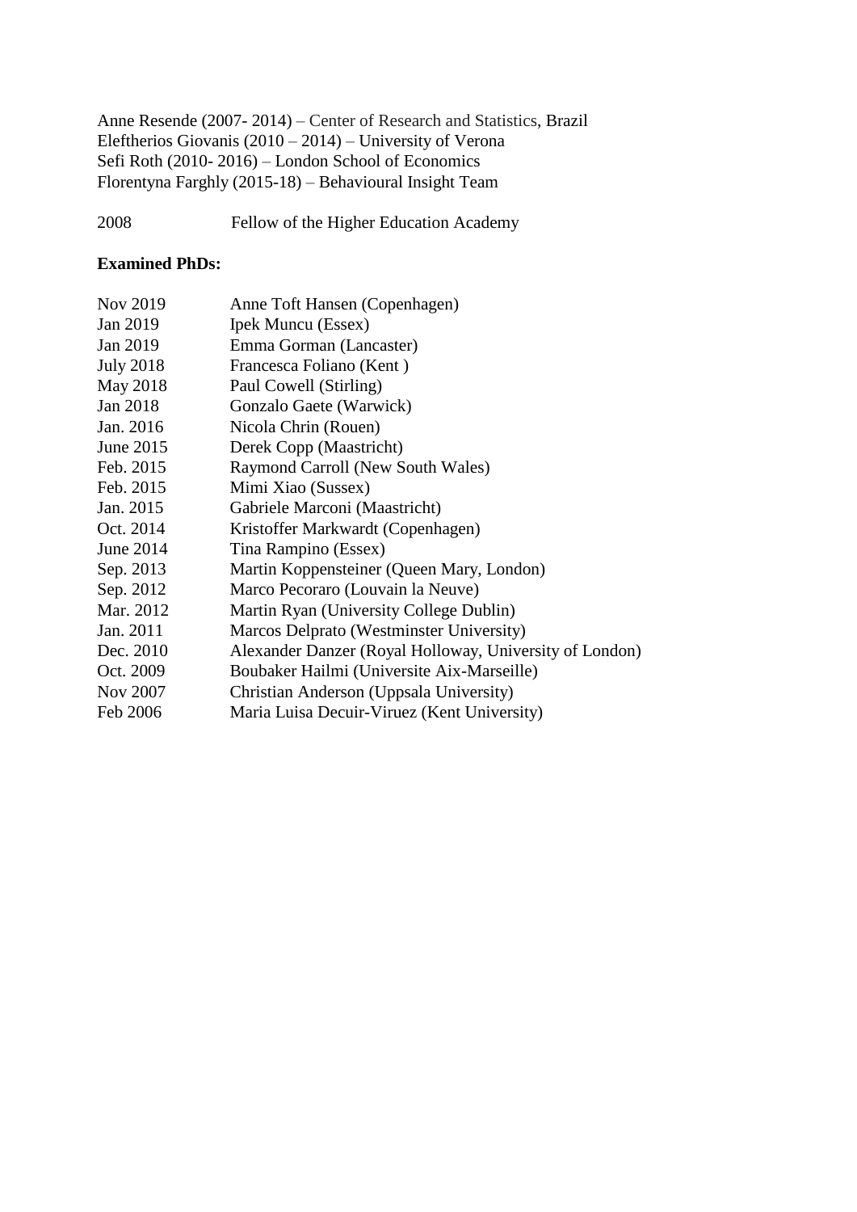Anne Resende (2007- 2014) – Center of Research and Statistics, Brazil
Eleftherios Giovanis (2010 – 2014) – University of Verona
Sefi Roth (2010- 2016) – London School of Economics
Florentyna Farghly (2015-18) – Behavioural Insight Team

2008 Fellow of the Higher Education Academy

**Examined PhDs:**

| | |
|---|---|
| Nov 2019 | Anne Toft Hansen (Copenhagen) |
| Jan 2019 | Ipek Muncu (Essex) |
| Jan 2019 | Emma Gorman (Lancaster) |
| July 2018 | Francesca Foliano (Kent ) |
| May 2018 | Paul Cowell (Stirling) |
| Jan 2018 | Gonzalo Gaete (Warwick) |
| Jan. 2016 | Nicola Chrin (Rouen) |
| June 2015 | Derek Copp (Maastricht) |
| Feb. 2015 | Raymond Carroll (New South Wales) |
| Feb. 2015 | Mimi Xiao (Sussex) |
| Jan. 2015 | Gabriele Marconi (Maastricht) |
| Oct. 2014 | Kristoffer Markwardt (Copenhagen) |
| June 2014 | Tina Rampino (Essex) |
| Sep. 2013 | Martin Koppensteiner (Queen Mary, London) |
| Sep. 2012 | Marco Pecoraro (Louvain la Neuve) |
| Mar. 2012 | Martin Ryan (University College Dublin) |
| Jan. 2011 | Marcos Delprato (Westminster University) |
| Dec. 2010 | Alexander Danzer (Royal Holloway, University of London) |
| Oct. 2009 | Boubaker Hailmi (Universite Aix-Marseille) |
| Nov 2007 | Christian Anderson (Uppsala University) |
| Feb 2006 | Maria Luisa Decuir-Viruez (Kent University) |